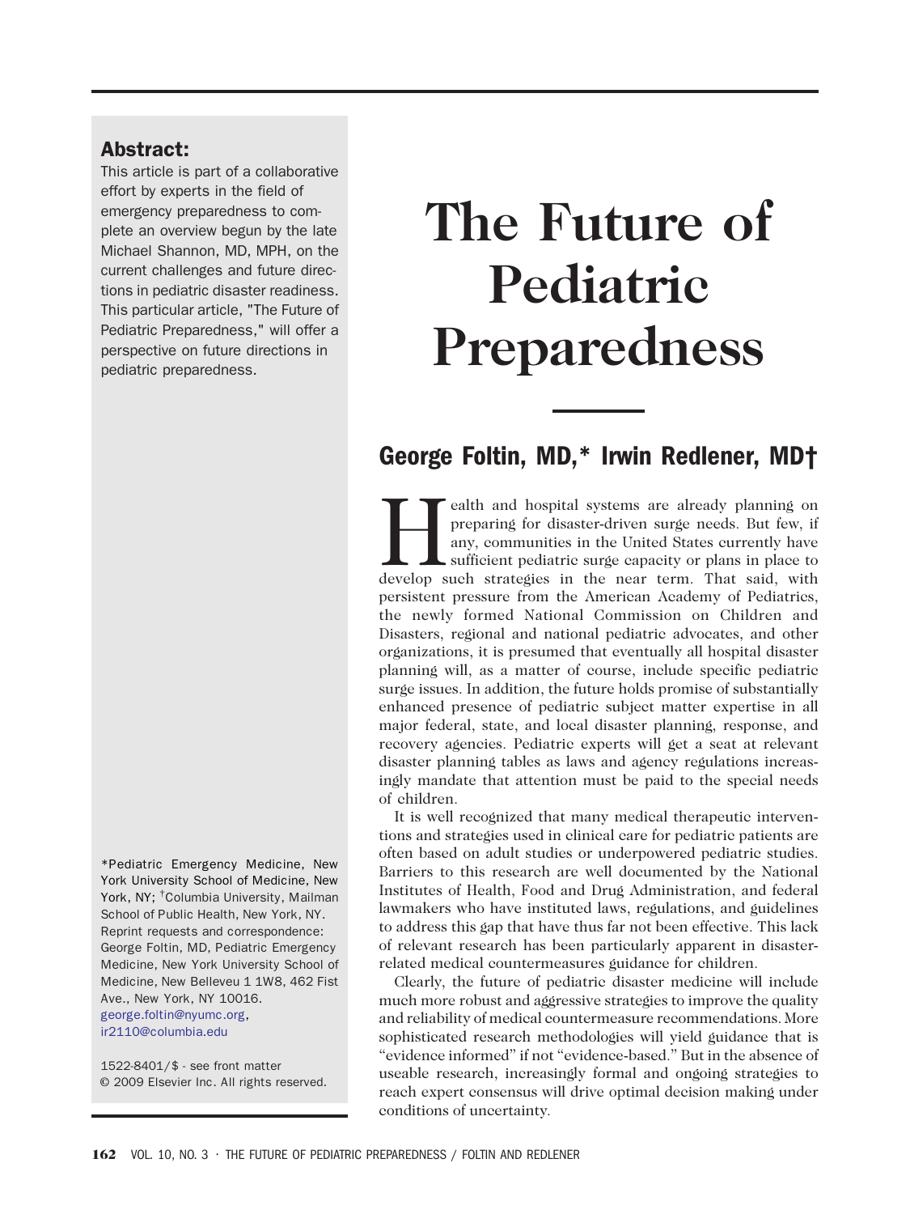# The Future of Pediatric Preparedness

## George Foltin, MD,* Irwin Redlener, MD†

### Abstract:

This article is part of a collaborative effort by experts in the field of emergency preparedness to complete an overview begun by the late Michael Shannon, MD, MPH, on the current challenges and future directions in pediatric disaster readiness. This particular article, "The Future of Pediatric Preparedness," will offer a perspective on future directions in pediatric preparedness.

Health and hospital systems are already planning on preparing for disaster-driven surge needs. But few, if any, communities in the United States currently have sufficient pediatric surge capacity or plans in place to develop such strategies in the near term. That said, with persistent pressure from the American Academy of Pediatrics, the newly formed National Commission on Children and Disasters, regional and national pediatric advocates, and other organizations, it is presumed that eventually all hospital disaster planning will, as a matter of course, include specific pediatric surge issues. In addition, the future holds promise of substantially enhanced presence of pediatric subject matter expertise in all major federal, state, and local disaster planning, response, and recovery agencies. Pediatric experts will get a seat at relevant disaster planning tables as laws and agency regulations increasingly mandate that attention must be paid to the special needs of children.

It is well recognized that many medical therapeutic interventions and strategies used in clinical care for pediatric patients are often based on adult studies or underpowered pediatric studies. Barriers to this research are well documented by the National Institutes of Health, Food and Drug Administration, and federal lawmakers who have instituted laws, regulations, and guidelines to address this gap that have thus far not been effective. This lack of relevant research has been particularly apparent in disaster-related medical countermeasures guidance for children.

Clearly, the future of pediatric disaster medicine will include much more robust and aggressive strategies to improve the quality and reliability of medical countermeasure recommendations. More sophisticated research methodologies will yield guidance that is "evidence informed" if not "evidence-based." But in the absence of useable research, increasingly formal and ongoing strategies to reach expert consensus will drive optimal decision making under conditions of uncertainty.

*Pediatric Emergency Medicine, New York University School of Medicine, New York, NY; †Columbia University, Mailman School of Public Health, New York, NY.
Reprint requests and correspondence: George Foltin, MD, Pediatric Emergency Medicine, New York University School of Medicine, New Belleveu 1 1W8, 462 Fist Ave., New York, NY 10016.
george.foltin@nyumc.org, ir2110@columbia.edu

1522-8401/$ - see front matter
© 2009 Elsevier Inc. All rights reserved.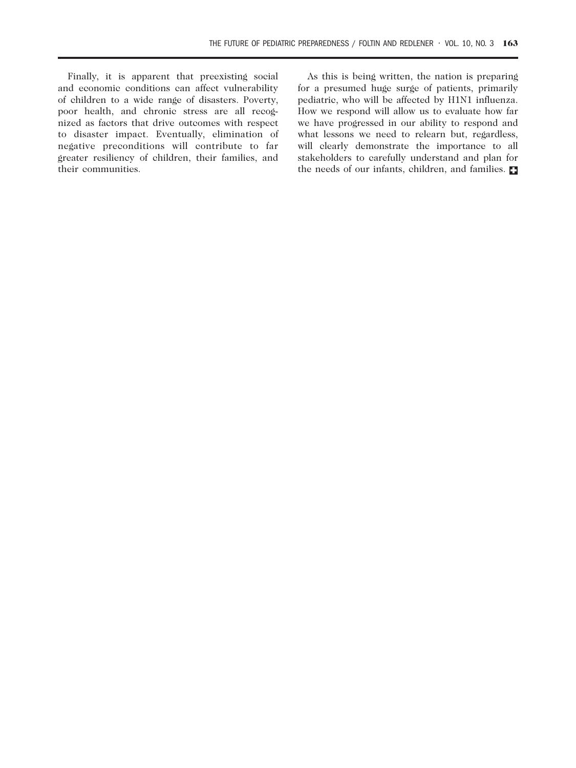Finally, it is apparent that preexisting social and economic conditions can affect vulnerability of children to a wide range of disasters. Poverty, poor health, and chronic stress are all recognized as factors that drive outcomes with respect to disaster impact. Eventually, elimination of negative preconditions will contribute to far greater resiliency of children, their families, and their communities.

As this is being written, the nation is preparing for a presumed huge surge of patients, primarily pediatric, who will be affected by H1N1 influenza. How we respond will allow us to evaluate how far we have progressed in our ability to respond and what lessons we need to relearn but, regardless, will clearly demonstrate the importance to all stakeholders to carefully understand and plan for the needs of our infants, children, and families.